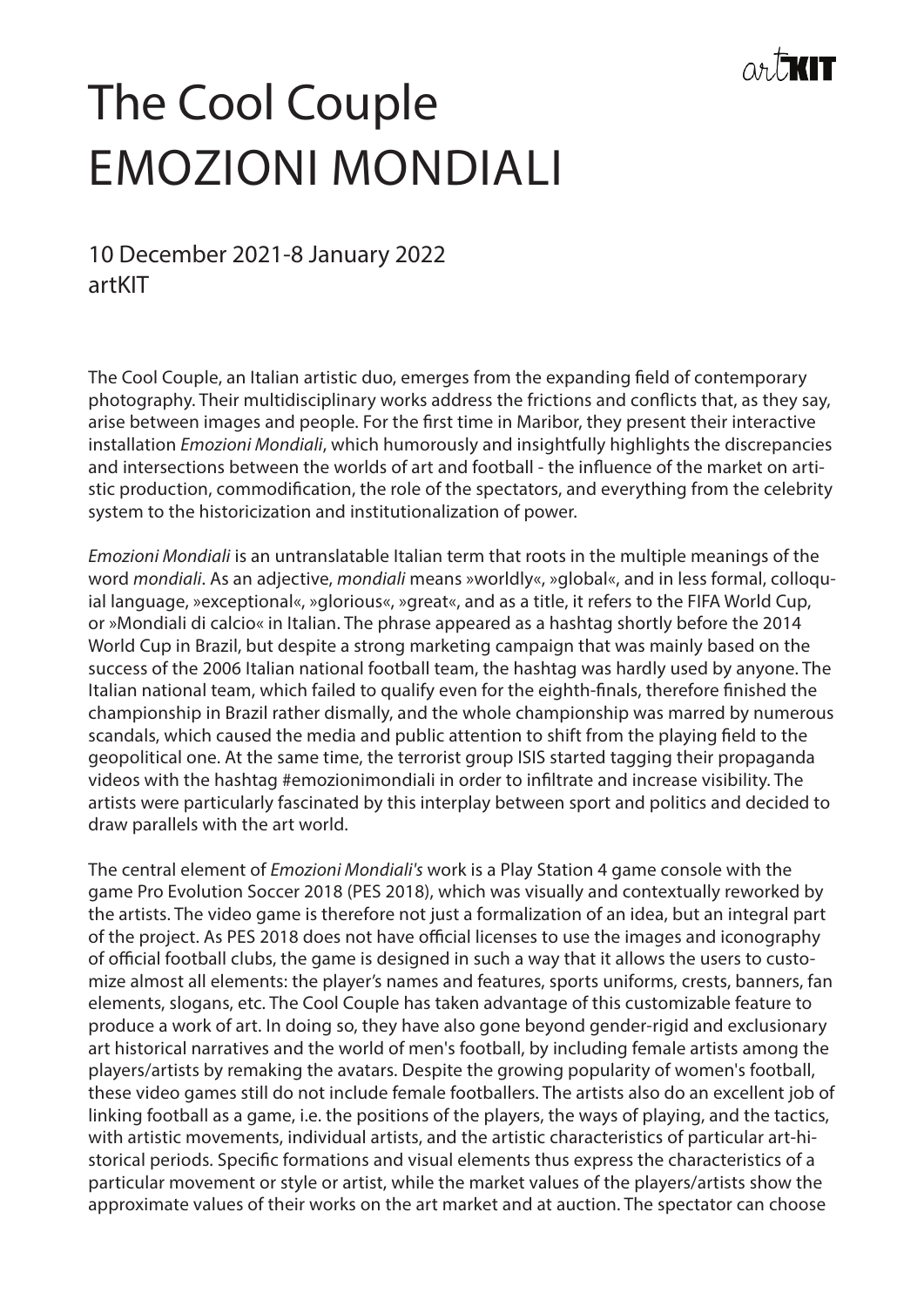# The Cool Couple
# EMOZIONI MONDIALI

10 December 2021-8 January 2022
artKIT

The Cool Couple, an Italian artistic duo, emerges from the expanding field of contemporary photography. Their multidisciplinary works address the frictions and conflicts that, as they say, arise between images and people. For the first time in Maribor, they present their interactive installation *Emozioni Mondiali*, which humorously and insightfully highlights the discrepancies and intersections between the worlds of art and football - the influence of the market on artistic production, commodification, the role of the spectators, and everything from the celebrity system to the historicization and institutionalization of power.

*Emozioni Mondiali* is an untranslatable Italian term that roots in the multiple meanings of the word *mondiali*. As an adjective, *mondiali* means »worldly«, »global«, and in less formal, colloquial language, »exceptional«, »glorious«, »great«, and as a title, it refers to the FIFA World Cup, or »Mondiali di calcio« in Italian. The phrase appeared as a hashtag shortly before the 2014 World Cup in Brazil, but despite a strong marketing campaign that was mainly based on the success of the 2006 Italian national football team, the hashtag was hardly used by anyone. The Italian national team, which failed to qualify even for the eighth-finals, therefore finished the championship in Brazil rather dismally, and the whole championship was marred by numerous scandals, which caused the media and public attention to shift from the playing field to the geopolitical one. At the same time, the terrorist group ISIS started tagging their propaganda videos with the hashtag #emozionimondiali in order to infiltrate and increase visibility. The artists were particularly fascinated by this interplay between sport and politics and decided to draw parallels with the art world.

The central element of *Emozioni Mondiali's* work is a Play Station 4 game console with the game Pro Evolution Soccer 2018 (PES 2018), which was visually and contextually reworked by the artists. The video game is therefore not just a formalization of an idea, but an integral part of the project. As PES 2018 does not have official licenses to use the images and iconography of official football clubs, the game is designed in such a way that it allows the users to customize almost all elements: the player's names and features, sports uniforms, crests, banners, fan elements, slogans, etc. The Cool Couple has taken advantage of this customizable feature to produce a work of art. In doing so, they have also gone beyond gender-rigid and exclusionary art historical narratives and the world of men's football, by including female artists among the players/artists by remaking the avatars. Despite the growing popularity of women's football, these video games still do not include female footballers. The artists also do an excellent job of linking football as a game, i.e. the positions of the players, the ways of playing, and the tactics, with artistic movements, individual artists, and the artistic characteristics of particular art-historical periods. Specific formations and visual elements thus express the characteristics of a particular movement or style or artist, while the market values of the players/artists show the approximate values of their works on the art market and at auction. The spectator can choose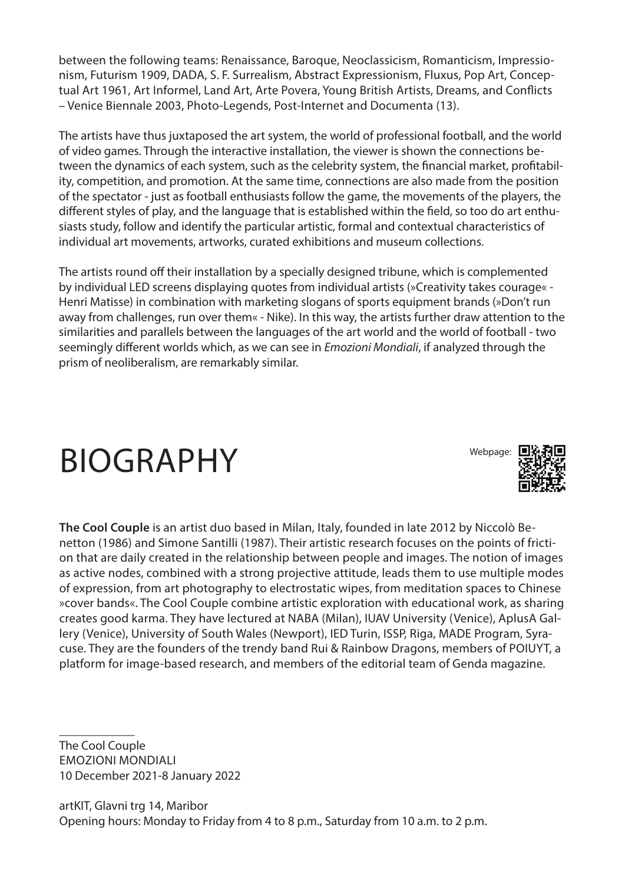between the following teams: Renaissance, Baroque, Neoclassicism, Romanticism, Impressionism, Futurism 1909, DADA, S. F. Surrealism, Abstract Expressionism, Fluxus, Pop Art, Conceptual Art 1961, Art Informel, Land Art, Arte Povera, Young British Artists, Dreams, and Conflicts – Venice Biennale 2003, Photo-Legends, Post-Internet and Documenta (13).

The artists have thus juxtaposed the art system, the world of professional football, and the world of video games. Through the interactive installation, the viewer is shown the connections between the dynamics of each system, such as the celebrity system, the financial market, profitability, competition, and promotion. At the same time, connections are also made from the position of the spectator - just as football enthusiasts follow the game, the movements of the players, the different styles of play, and the language that is established within the field, so too do art enthusiasts study, follow and identify the particular artistic, formal and contextual characteristics of individual art movements, artworks, curated exhibitions and museum collections.

The artists round off their installation by a specially designed tribune, which is complemented by individual LED screens displaying quotes from individual artists (»Creativity takes courage« - Henri Matisse) in combination with marketing slogans of sports equipment brands (»Don't run away from challenges, run over them« - Nike). In this way, the artists further draw attention to the similarities and parallels between the languages of the art world and the world of football - two seemingly different worlds which, as we can see in *Emozioni Mondiali*, if analyzed through the prism of neoliberalism, are remarkably similar.

# BIOGRAPHY

Webpage:

**The Cool Couple** is an artist duo based in Milan, Italy, founded in late 2012 by Niccolò Benetton (1986) and Simone Santilli (1987). Their artistic research focuses on the points of friction that are daily created in the relationship between people and images. The notion of images as active nodes, combined with a strong projective attitude, leads them to use multiple modes of expression, from art photography to electrostatic wipes, from meditation spaces to Chinese »cover bands«. The Cool Couple combine artistic exploration with educational work, as sharing creates good karma. They have lectured at NABA (Milan), IUAV University (Venice), AplusA Gallery (Venice), University of South Wales (Newport), IED Turin, ISSP, Riga, MADE Program, Syracuse. They are the founders of the trendy band Rui & Rainbow Dragons, members of POIUYT, a platform for image-based research, and members of the editorial team of Genda magazine.

---

The Cool Couple
EMOZIONI MONDIALI
10 December 2021-8 January 2022

artKIT, Glavni trg 14, Maribor
Opening hours: Monday to Friday from 4 to 8 p.m., Saturday from 10 a.m. to 2 p.m.